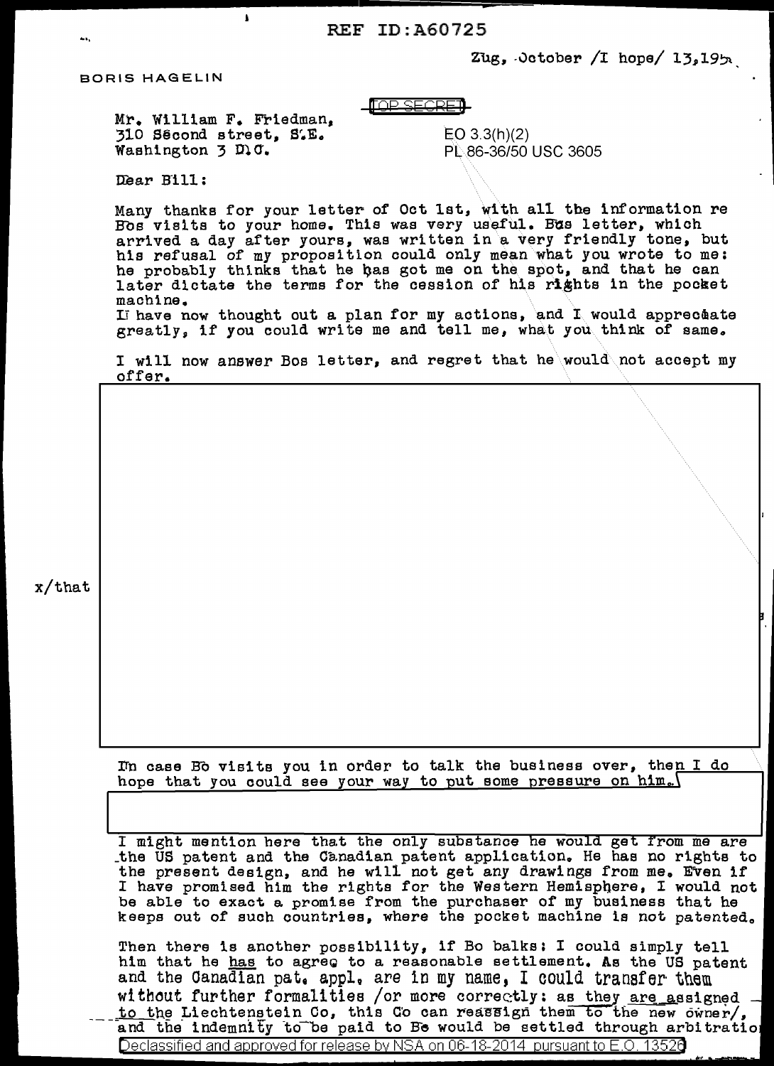REF ID:A60725

Zug, October /I hope/ 13,195

BORIS HAGELIN

TOP SECRET

Mr. William F. Friedman,
310 Second street, S.E.
Washington 3 D.C.

EO 3.3(h)(2)
PL 86-36/50 USC 3605

Dear Bill:

Many thanks for your letter of Oct 1st, with all the information re Bos visits to your home. This was very useful. Bos letter, which arrived a day after yours, was written in a very friendly tone, but his refusal of my proposition could only mean what you wrote to me: he probably thinks that he has got me on the spot, and that he can later dictate the terms for the cession of his rights in the pocket machine.
I have now thought out a plan for my actions, and I would appreciate greatly, if you could write me and tell me, what you think of same.

I will now answer Bos letter, and regret that he would not accept my offer.

x/that

In case Bo visits you in order to talk the business over, then I do hope that you could see your way to put some pressure on him.

I might mention here that the only substance he would get from me are the US patent and the Canadian patent application. He has no rights to the present design, and he will not get any drawings from me. Even if I have promised him the rights for the Western Hemisphere, I would not be able to exact a promise from the purchaser of my business that he keeps out of such countries, where the pocket machine is not patented.

Then there is another possibility, if Bo balks: I could simply tell him that he has to agree to a reasonable settlement. As the US patent and the Canadian pat. appl. are in my name, I could transfer them without further formalities /or more correctly: as they are assigned to the Liechtenstein Co, this Co can reassign them to the new owner/, and the indemnity to be paid to Bo would be settled through arbitratio

Declassified and approved for release by NSA on 06-18-2014 pursuant to E.O. 13526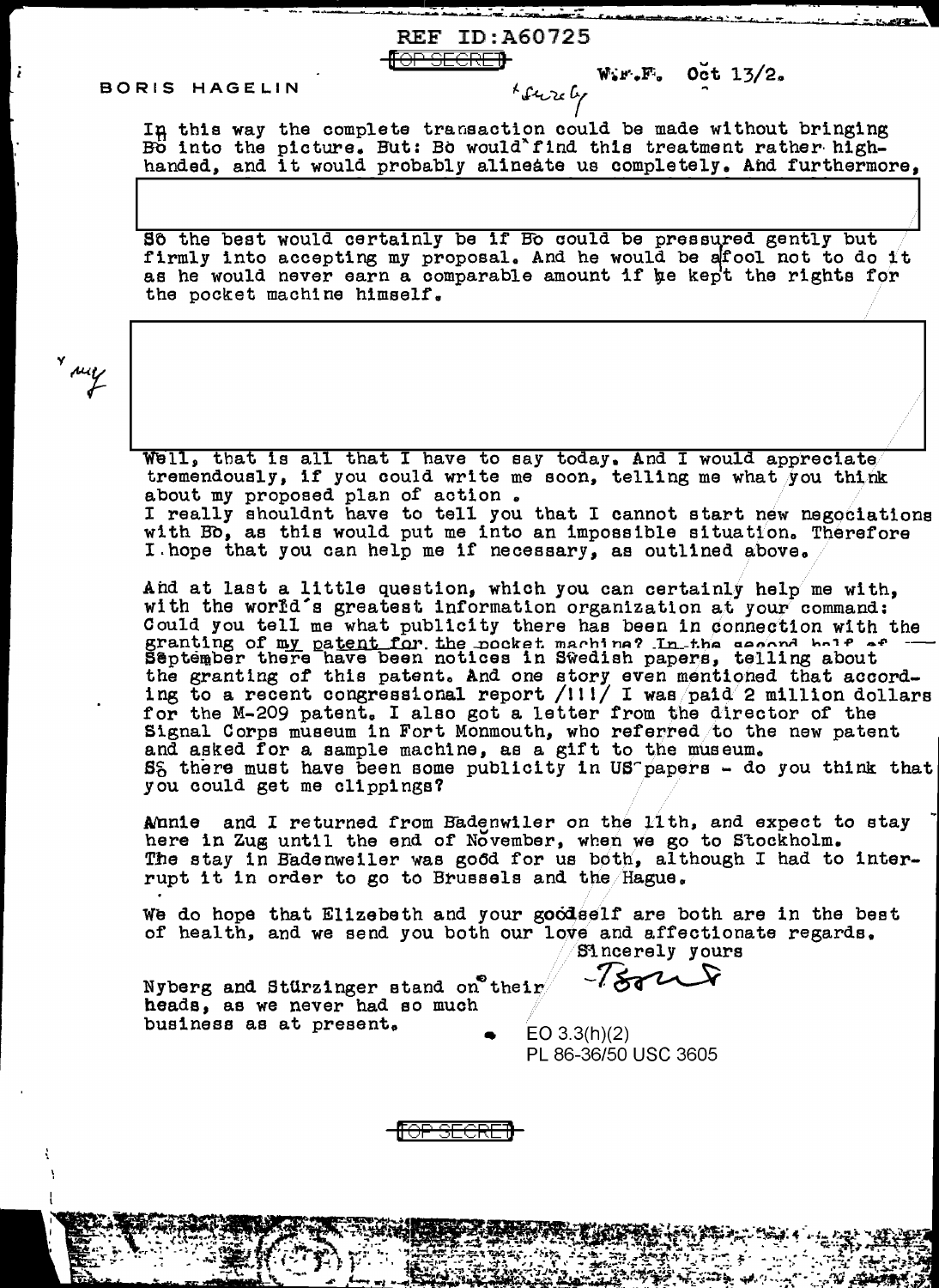REF ID:A60725

TOP SECRET

BORIS HAGELIN

W.F.F. Oct 13/2.

In this way the complete transaction could be made without bringing Bo into the picture. But: Bo would find this treatment rather high-handed, and it would probably alineate us completely. And furthermore,

So the best would certainly be if Bo could be pressured gently but firmly into accepting my proposal. And he would be a fool not to do it as he would never earn a comparable amount if he kept the rights for the pocket machine himself.

Well, that is all that I have to say today. And I would appreciate tremendously, if you could write me soon, telling me what you think about my proposed plan of action .
I really shouldnt have to tell you that I cannot start new negociations with Bo, as this would put me into an impossible situation. Therefore I hope that you can help me if necessary, as outlined above.

And at last a little question, which you can certainly help me with, with the world's greatest information organization at your command: Could you tell me what publicity there has been in connection with the granting of my patent for the pocket machine? In the second half of September there have been notices in Swedish papers, telling about the granting of this patent. And one story even mentioned that according to a recent congressional report /!!!/ I was paid 2 million dollars for the M-209 patent. I also got a letter from the director of the Signal Corps museum in Fort Monmouth, who referred to the new patent and asked for a sample machine, as a gift to the museum.
So there must have been some publicity in US papers - do you think that you could get me clippings?

Annie and I returned from Badenwiler on the 11th, and expect to stay here in Zug until the end of November, when we go to Stockholm.
The stay in Badenweiler was good for us both, although I had to interrupt it in order to go to Brussels and the Hague.

We do hope that Elizebeth and your goodself are both are in the best of health, and we send you both our love and affectionate regards.

Sincerely yours

Boris

Nyberg and Stürzinger stand on their heads, as we never had so much business as at present.

EO 3.3(h)(2)
PL 86-36/50 USC 3605

TOP SECRET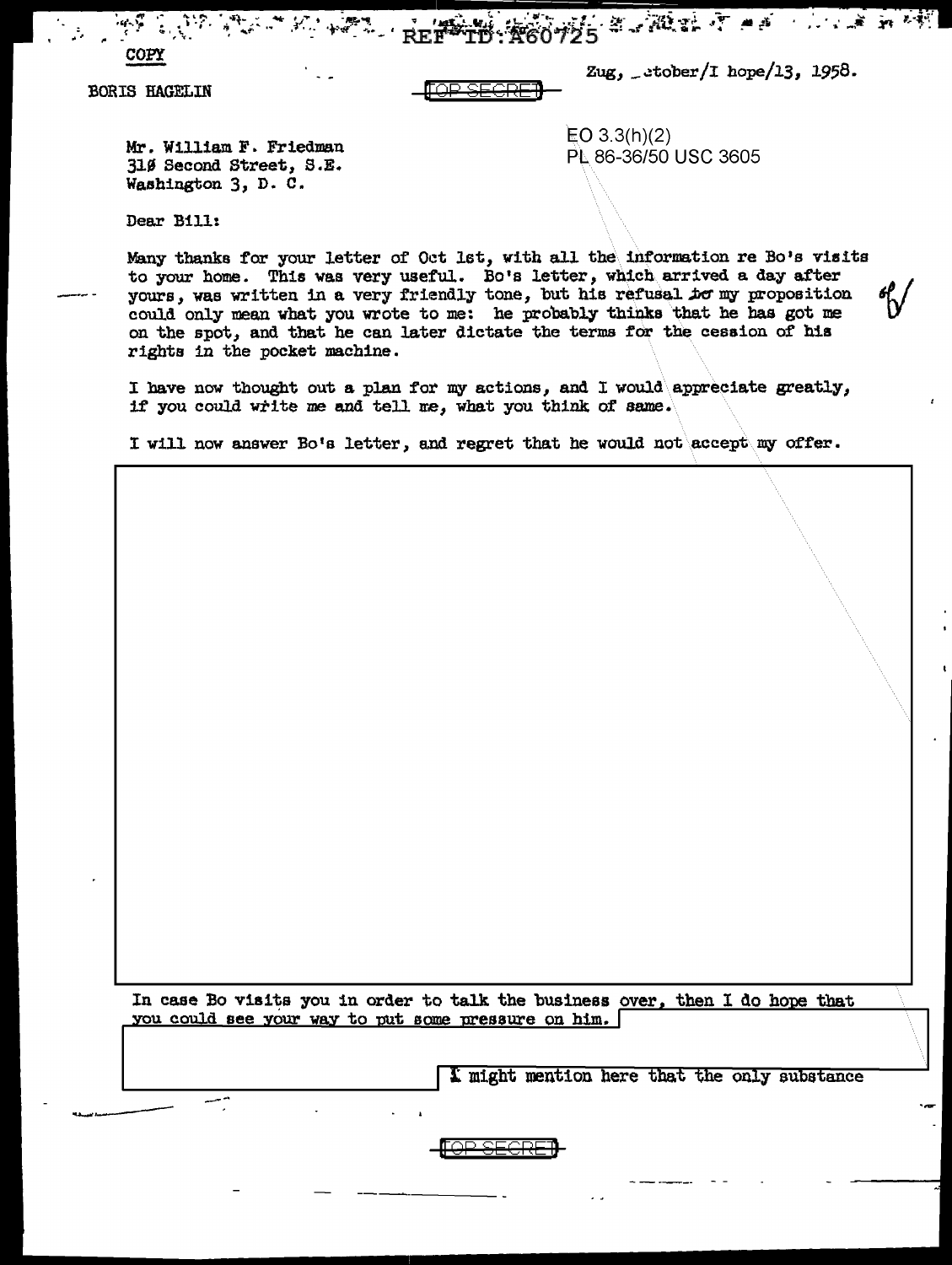COPY

BORIS HAGELIN

TOP SECRET

Zug, _ctober/I hope/13, 1958.

Mr. William F. Friedman
31Ø Second Street, S.E.
Washington 3, D. C.

EO 3.3(h)(2)
PL 86-36/50 USC 3605

Dear Bill:

Many thanks for your letter of Oct 1st, with all the information re Bo's visits to your home. This was very useful. Bo's letter, which arrived a day after yours, was written in a very friendly tone, but his refusal to my proposition could only mean what you wrote to me: he probably thinks that he has got me on the spot, and that he can later dictate the terms for the cession of his rights in the pocket machine.

I have now thought out a plan for my actions, and I would appreciate greatly, if you could write me and tell me, what you think of same.

I will now answer Bo's letter, and regret that he would not accept my offer.

In case Bo visits you in order to talk the business over, then I do hope that you could see your way to put some pressure on him.

I might mention here that the only substance

TOP SECRET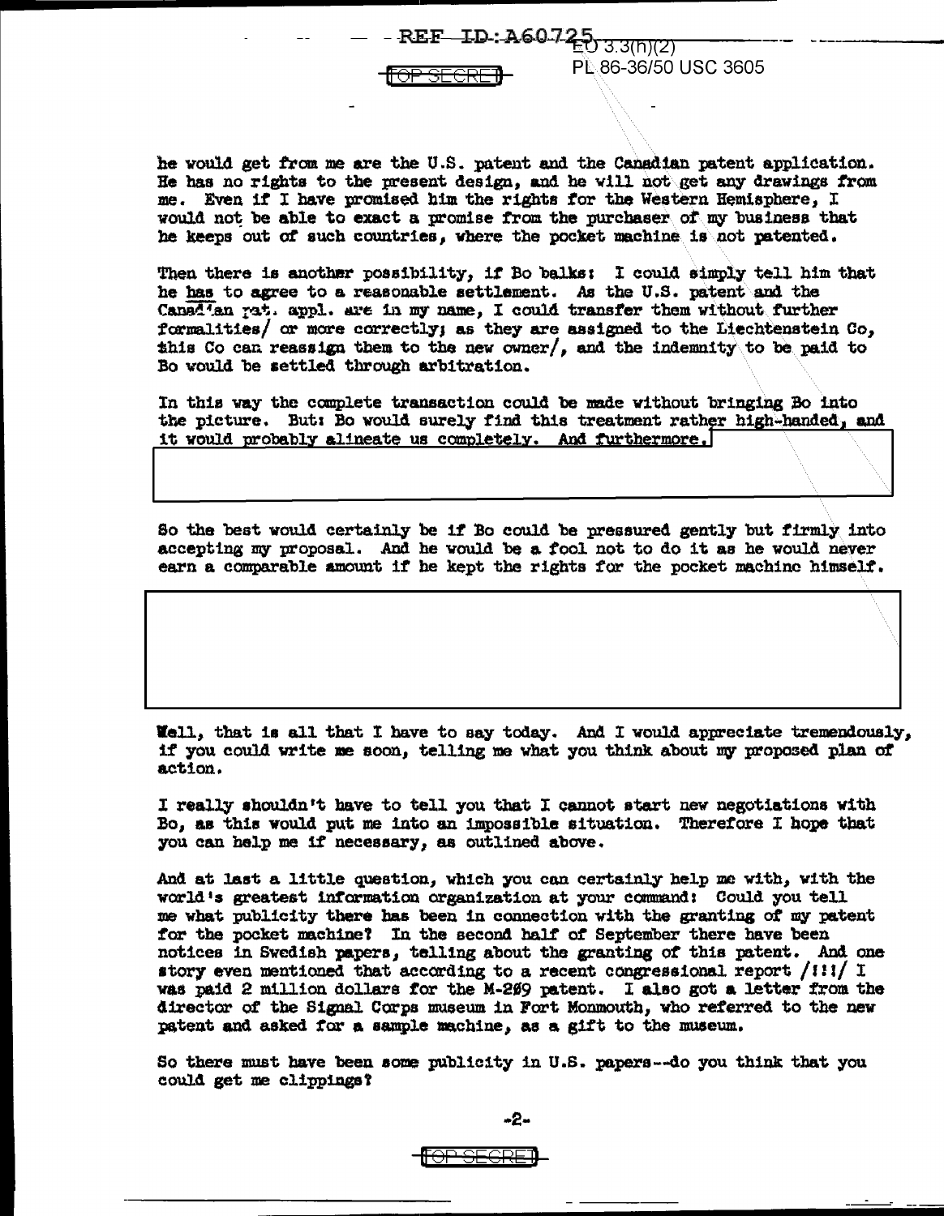he would get from me are the U.S. patent and the Canadian patent application. He has no rights to the present design, and he will not get any drawings from me. Even if I have promised him the rights for the Western Hemisphere, I would not be able to exact a promise from the purchaser of my business that he keeps out of such countries, where the pocket machine is not patented.

Then there is another possibility, if Bo balks: I could simply tell him that he *has* to agree to a reasonable settlement. As the U.S. patent and the Canadian pat. appl. are in my name, I could transfer them without further formalities/ or more correctly; as they are assigned to the Liechtenstein Co, this Co can reassign them to the new owner/, and the indemnity to be paid to Bo would be settled through arbitration.

In this way the complete transaction could be made without bringing Bo into the picture. But: Bo would surely find this treatment rather high-handed, and it would probably alineate us completely. And furthermore,

So the best would certainly be if Bo could be pressured gently but firmly into accepting my proposal. And he would be a fool not to do it as he would never earn a comparable amount if he kept the rights for the pocket machine himself.

Well, that is all that I have to say today. And I would appreciate tremendously, if you could write me soon, telling me what you think about my proposed plan of action.

I really shouldn't have to tell you that I cannot start new negotiations with Bo, as this would put me into an impossible situation. Therefore I hope that you can help me if necessary, as outlined above.

And at last a little question, which you can certainly help me with, with the world's greatest information organization at your command: Could you tell me what publicity there has been in connection with the granting of my patent for the pocket machine? In the second half of September there have been notices in Swedish papers, telling about the granting of this patent. And one story even mentioned that according to a recent congressional report /!!!/ I was paid 2 million dollars for the M-209 patent. I also got a letter from the director of the Signal Corps museum in Fort Monmouth, who referred to the new patent and asked for a sample machine, as a gift to the museum.

So there must have been some publicity in U.S. papers--do you think that you could get me clippings?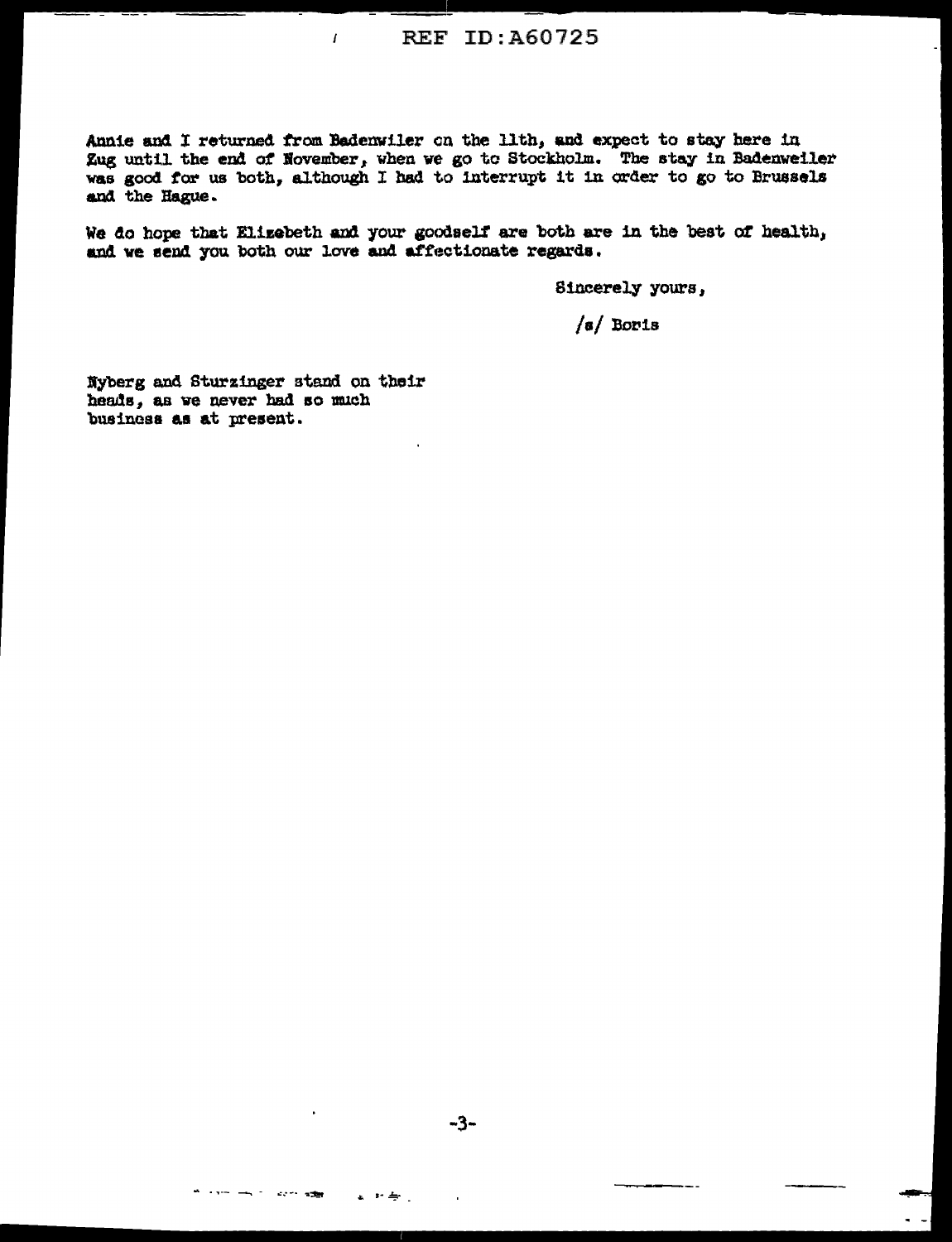Annie and I returned from Badenwiler on the 11th, and expect to stay here in Zug until the end of November, when we go to Stockholm. The stay in Badenweiler was good for us both, although I had to interrupt it in order to go to Brussels and the Hague.

We do hope that Elizebeth and your goodself are both are in the best of health, and we send you both our love and affectionate regards.

Sincerely yours,

/s/ Boris

Nyberg and Sturzinger stand on their heads, as we never had so much business as at present.